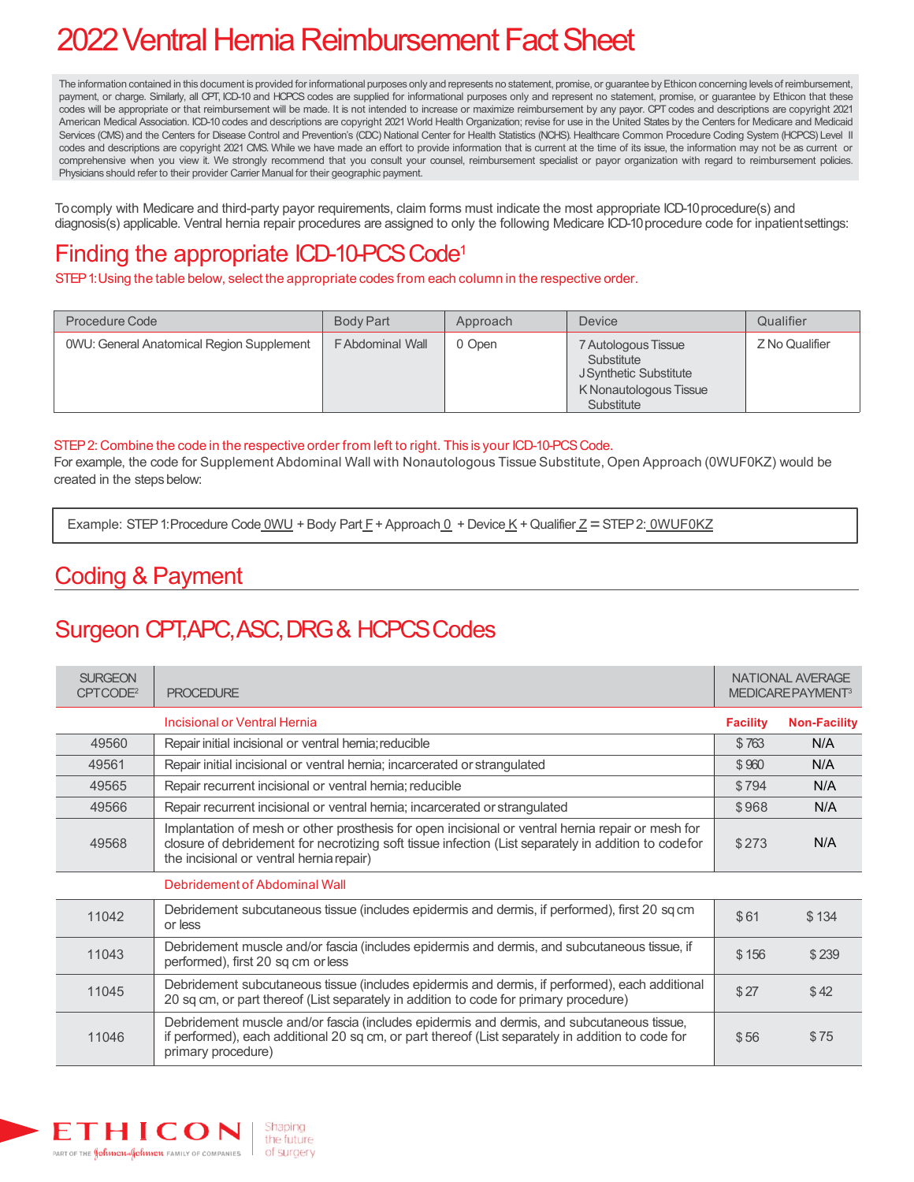# 2022 Ventral Hernia Reimbursement Fact Sheet

The information contained in this document is provided for informational purposes only and represents no statement, promise, or guarantee by Ethicon concerning levels of reimbursement, payment, or charge. Similarly, all CPT, ICD-10 and HCPCS codes are supplied for informational purposes only and represent no statement, promise, or guarantee by Ethicon that these codes will be appropriate or that reimbursement will be made. It is not intended to increase or maximize reimbursement by any payor. CPT codes and descriptions are copyright 2021 American Medical Association. ICD-10 codes and descriptions are copyright 2021 World Health Organization; revise for use in the United States by the Centers for Medicare and Medicaid Services (CMS) and the Centers for Disease Control and Prevention's (CDC) National Center for Health Statistics (NCHS). Healthcare Common Procedure Coding System (HCPCS) Level II codes and descriptions are copyright 2021 CMS. While we have made an effort to provide information that is current at the time of its issue, the information may not be as current or comprehensive when you view it. We strongly recommend that you consult your counsel, reimbursement specialist or payor organization with regard to reimbursement policies. Physicians should refer to their provider Carrier Manual for their geographic payment.

To comply with Medicare and third-party payor requirements, claim forms must indicate the most appropriate ICD-10 procedure(s) and diagnosis(s) applicable. Ventral hernia repair procedures are assigned to only the following Medicare ICD-10 procedure code for inpatient settings:

## Finding the appropriate ICD-10-PCS Code[1]

STEP 1: Using the table below, select the appropriate codes from each column in the respective order.

| Procedure Code | Body Part | Approach | Device | Qualifier |
|---|---|---|---|---|
| 0WU: General Anatomical Region Supplement | F Abdominal Wall | 0 Open | 7 Autologous Tissue Substitute<br>J Synthetic Substitute<br>K Nonautologous Tissue Substitute | Z No Qualifier |

STEP 2: Combine the code in the respective order from left to right. This is your ICD-10-PCS Code.

For example, the code for Supplement Abdominal Wall with Nonautologous Tissue Substitute, Open Approach (0WUF0KZ) would be created in the steps below:

Example: STEP 1: Procedure Code 0WU + Body Part F + Approach 0 + Device K + Qualifier Z = STEP 2: 0WUF0KZ

## Coding & Payment

## Surgeon CPT, APC, ASC, DRG & HCPCS Codes

| SURGEON CPT CODE[2] | PROCEDURE | NATIONAL AVERAGE MEDICARE PAYMENT[3] | |
|---|---|---|---|
| | **Incisional or Ventral Hernia** | **Facility** | **Non-Facility** |
| 49560 | Repair initial incisional or ventral hernia; reducible | $ 763 | N/A |
| 49561 | Repair initial incisional or ventral hernia; incarcerated or strangulated | $ 960 | N/A |
| 49565 | Repair recurrent incisional or ventral hernia; reducible | $ 794 | N/A |
| 49566 | Repair recurrent incisional or ventral hernia; incarcerated or strangulated | $ 968 | N/A |
| 49568 | Implantation of mesh or other prosthesis for open incisional or ventral hernia repair or mesh for closure of debridement for necrotizing soft tissue infection (List separately in addition to code for the incisional or ventral hernia repair) | $ 273 | N/A |
| | **Debridement of Abdominal Wall** | | |
| 11042 | Debridement subcutaneous tissue (includes epidermis and dermis, if performed), first 20 sq cm or less | $ 61 | $ 134 |
| 11043 | Debridement muscle and/or fascia (includes epidermis and dermis, and subcutaneous tissue, if performed), first 20 sq cm or less | $ 156 | $ 239 |
| 11045 | Debridement subcutaneous tissue (includes epidermis and dermis, if performed), each additional 20 sq cm, or part thereof (List separately in addition to code for primary procedure) | $ 27 | $ 42 |
| 11046 | Debridement muscle and/or fascia (includes epidermis and dermis, and subcutaneous tissue, if performed), each additional 20 sq cm, or part thereof (List separately in addition to code for primary procedure) | $ 56 | $ 75 |

ETHICON — PART OF THE Johnson & Johnson FAMILY OF COMPANIES — Shaping the future of surgery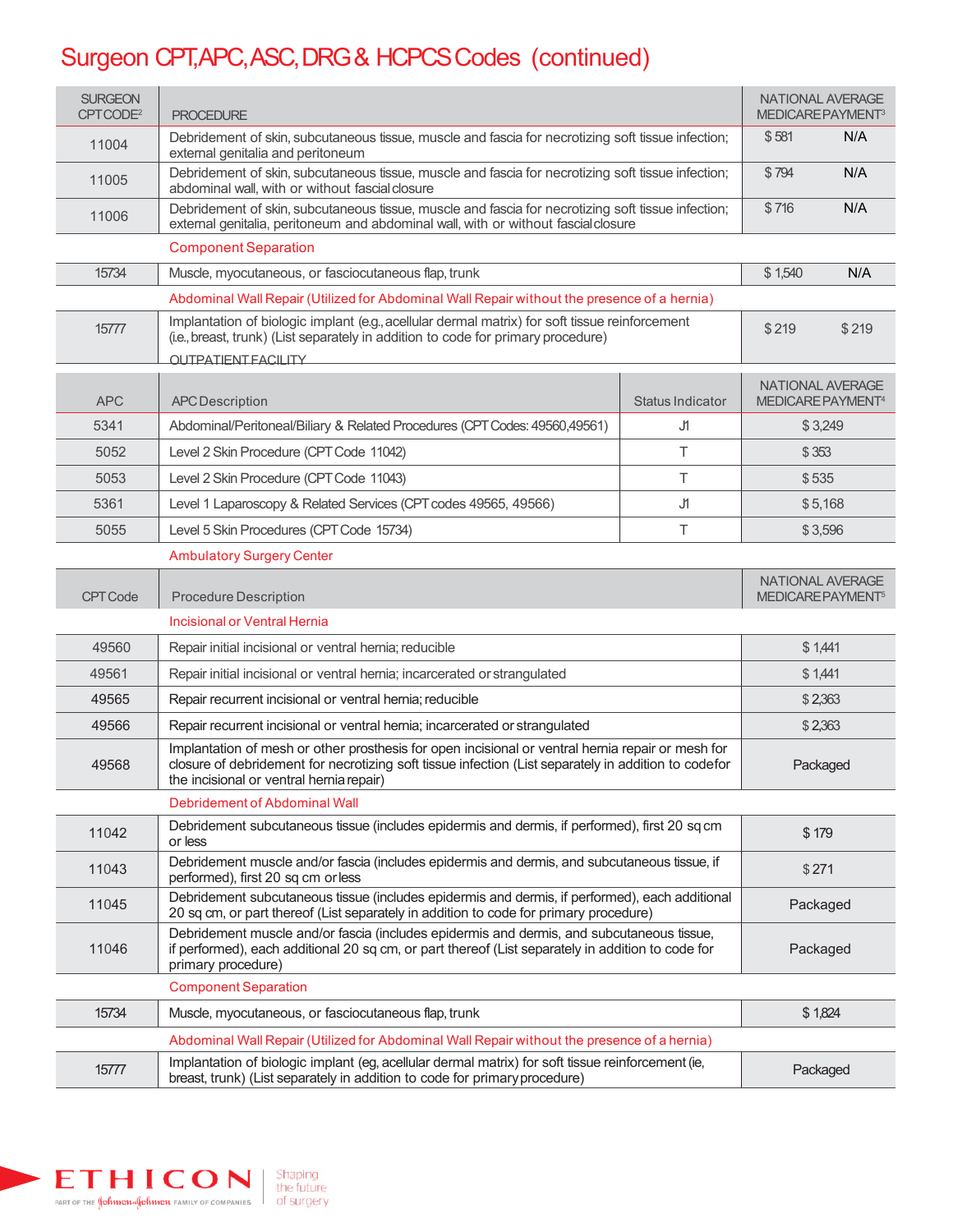# Surgeon CPT, APC, ASC, DRG & HCPCS Codes (continued)

| SURGEON CPT CODE[2] | PROCEDURE | NATIONAL AVERAGE MEDICARE PAYMENT[3] | |
|---|---|---|---|
| 11004 | Debridement of skin, subcutaneous tissue, muscle and fascia for necrotizing soft tissue infection; external genitalia and peritoneum | $ 581 | N/A |
| 11005 | Debridement of skin, subcutaneous tissue, muscle and fascia for necrotizing soft tissue infection; abdominal wall, with or without fascial closure | $ 794 | N/A |
| 11006 | Debridement of skin, subcutaneous tissue, muscle and fascia for necrotizing soft tissue infection; external genitalia, peritoneum and abdominal wall, with or without fascial closure | $ 716 | N/A |
| | **Component Separation** | | |
| 15734 | Muscle, myocutaneous, or fasciocutaneous flap, trunk | $ 1,540 | N/A |
| | **Abdominal Wall Repair (Utilized for Abdominal Wall Repair without the presence of a hernia)** | | |
| 15777 | Implantation of biologic implant (e.g., acellular dermal matrix) for soft tissue reinforcement (i.e., breast, trunk) (List separately in addition to code for primary procedure) | $ 219 | $ 219 |

OUTPATIENT FACILITY

| APC | APC Description | Status Indicator | NATIONAL AVERAGE MEDICARE PAYMENT[4] |
|---|---|---|---|
| 5341 | Abdominal/Peritoneal/Biliary & Related Procedures (CPT Codes: 49560, 49561) | J1 | $ 3,249 |
| 5052 | Level 2 Skin Procedure (CPT Code 11042) | T | $ 353 |
| 5053 | Level 2 Skin Procedure (CPT Code 11043) | T | $ 535 |
| 5361 | Level 1 Laparoscopy & Related Services (CPT codes 49565, 49566) | J1 | $ 5,168 |
| 5055 | Level 5 Skin Procedures (CPT Code 15734) | T | $ 3,596 |

Ambulatory Surgery Center

| CPT Code | Procedure Description | NATIONAL AVERAGE MEDICARE PAYMENT[5] |
|---|---|---|
| | **Incisional or Ventral Hernia** | |
| 49560 | Repair initial incisional or ventral hernia; reducible | $ 1,441 |
| 49561 | Repair initial incisional or ventral hernia; incarcerated or strangulated | $ 1,441 |
| 49565 | Repair recurrent incisional or ventral hernia; reducible | $ 2,363 |
| 49566 | Repair recurrent incisional or ventral hernia; incarcerated or strangulated | $ 2,363 |
| 49568 | Implantation of mesh or other prosthesis for open incisional or ventral hernia repair or mesh for closure of debridement for necrotizing soft tissue infection (List separately in addition to code for the incisional or ventral hernia repair) | Packaged |
| | **Debridement of Abdominal Wall** | |
| 11042 | Debridement subcutaneous tissue (includes epidermis and dermis, if performed), first 20 sq cm or less | $ 179 |
| 11043 | Debridement muscle and/or fascia (includes epidermis and dermis, and subcutaneous tissue, if performed), first 20 sq cm or less | $ 271 |
| 11045 | Debridement subcutaneous tissue (includes epidermis and dermis, if performed), each additional 20 sq cm, or part thereof (List separately in addition to code for primary procedure) | Packaged |
| 11046 | Debridement muscle and/or fascia (includes epidermis and dermis, and subcutaneous tissue, if performed), each additional 20 sq cm, or part thereof (List separately in addition to code for primary procedure) | Packaged |
| | **Component Separation** | |
| 15734 | Muscle, myocutaneous, or fasciocutaneous flap, trunk | $ 1,824 |
| | **Abdominal Wall Repair (Utilized for Abdominal Wall Repair without the presence of a hernia)** | |
| 15777 | Implantation of biologic implant (eg, acellular dermal matrix) for soft tissue reinforcement (ie, breast, trunk) (List separately in addition to code for primary procedure) | Packaged |

ETHICON PART OF THE Johnson & Johnson FAMILY OF COMPANIES | Shaping the future of surgery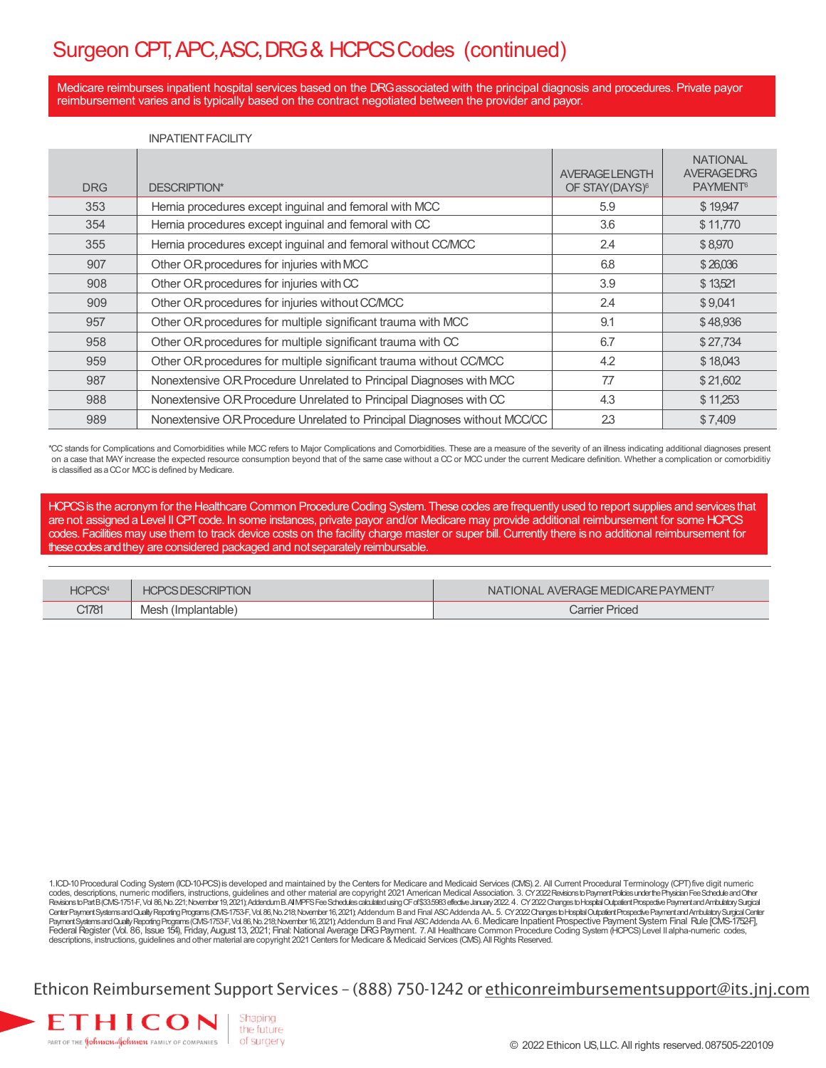# Surgeon CPT, APC, ASC, DRG & HCPCS Codes (continued)

Medicare reimburses inpatient hospital services based on the DRG associated with the principal diagnosis and procedures. Private payor reimbursement varies and is typically based on the contract negotiated between the provider and payor.

INPATIENT FACILITY

| DRG | DESCRIPTION* | AVERAGE LENGTH OF STAY (DAYS)[6] | NATIONAL AVERAGE DRG PAYMENT[6] |
|---|---|---|---|
| 353 | Hernia procedures except inguinal and femoral with MCC | 5.9 | $ 19,947 |
| 354 | Hernia procedures except inguinal and femoral with CC | 3.6 | $ 11,770 |
| 355 | Hernia procedures except inguinal and femoral without CC/MCC | 2.4 | $ 8,970 |
| 907 | Other O.R. procedures for injuries with MCC | 6.8 | $ 26,036 |
| 908 | Other O.R. procedures for injuries with CC | 3.9 | $ 13,521 |
| 909 | Other O.R. procedures for injuries without CC/MCC | 2.4 | $ 9,041 |
| 957 | Other O.R. procedures for multiple significant trauma with MCC | 9.1 | $ 48,936 |
| 958 | Other O.R. procedures for multiple significant trauma with CC | 6.7 | $ 27,734 |
| 959 | Other O.R. procedures for multiple significant trauma without CC/MCC | 4.2 | $ 18,043 |
| 987 | Nonextensive O.R. Procedure Unrelated to Principal Diagnoses with MCC | 7.7 | $ 21,602 |
| 988 | Nonextensive O.R. Procedure Unrelated to Principal Diagnoses with CC | 4.3 | $ 11,253 |
| 989 | Nonextensive O.R. Procedure Unrelated to Principal Diagnoses without MCC/CC | 2.3 | $ 7,409 |

*CC stands for Complications and Comorbidities while MCC refers to Major Complications and Comorbidities. These are a measure of the severity of an illness indicating additional diagnoses present on a case that MAY increase the expected resource consumption beyond that of the same case without a CC or MCC under the current Medicare definition. Whether a complication or comorbiditiy is classified as a CC or MCC is defined by Medicare.

HCPCS is the acronym for the Healthcare Common Procedure Coding System. These codes are frequently used to report supplies and services that are not assigned a Level II CPT code. In some instances, private payor and/or Medicare may provide additional reimbursement for some HCPCS codes. Facilities may use them to track device costs on the facility charge master or super bill. Currently there is no additional reimbursement for these codes and they are considered packaged and not separately reimbursable.

| HCPCS[4] | HCPCS DESCRIPTION | NATIONAL AVERAGE MEDICARE PAYMENT[7] |
|---|---|---|
| C1781 | Mesh (Implantable) | Carrier Priced |

1. ICD-10 Procedural Coding System (ICD-10-PCS) is developed and maintained by the Centers for Medicare and Medicaid Services (CMS). 2. All Current Procedural Terminology (CPT) five digit numeric codes, descriptions, numeric modifiers, instructions, guidelines and other material are copyright 2021 American Medical Association. 3. CY 2022 Revisions to Payment Policies under the Physician Fee Schedule and Other Revisions to Part B (CMS-1751-F, Vol 86, No. 221; November 19, 2021); Addendum B. All MPFS Fee Schedules calculated using CF of $33.5983 effective January 2022. 4. CY 2022 Changes to Hospital Outpatient Prospective Payment and Ambulatory Surgical Center Payment Systems and Quality Reporting Programs (CMS-1753-F, Vol. 86, No. 218; November 16, 2021); Addendum B and Final ASC Addenda AA. 5. CY 2022 Changes to Hospital Outpatient Prospective Payment and Ambulatory Surgical Center Payment Systems and Quality Reporting Programs (CMS-1753-F, Vol. 86, No. 218; November 16, 2021); Addendum B and Final ASC Addenda AA. 6. Medicare Inpatient Prospective Payment System Final Rule [CMS-1752-F], Federal Register (Vol. 86, Issue 154), Friday, August 13, 2021; Final: National Average DRG Payment. 7. All Healthcare Common Procedure Coding System (HCPCS) Level II alpha-numeric codes, descriptions, instructions, guidelines and other material are copyright 2021 Centers for Medicare & Medicaid Services (CMS). All Rights Reserved.

Ethicon Reimbursement Support Services – (888) 750-1242 or ethiconreimbursementsupport@its.jnj.com

ETHICON PART OF THE Johnson & Johnson FAMILY OF COMPANIES | Shaping the future of surgery

© 2022 Ethicon US, LLC. All rights reserved. 087505-220109